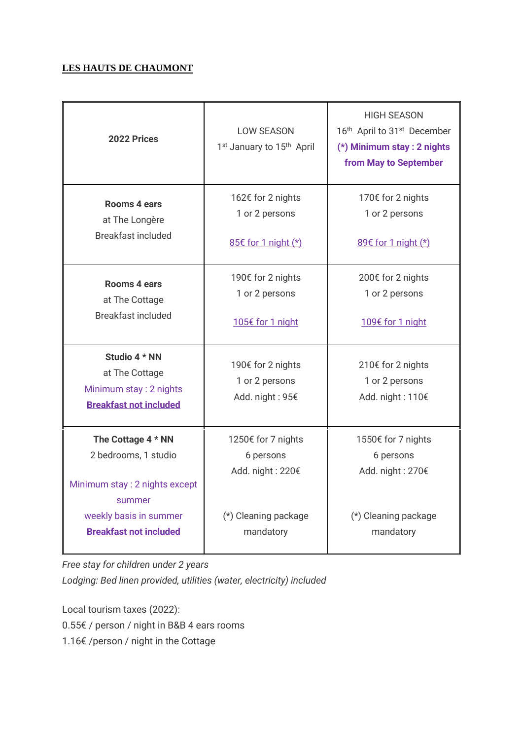**LES HAUTS DE CHAUMONT**

| **2022 Prices** | LOW SEASON<br>1st January to 15th April | HIGH SEASON<br>16th April to 31st December<br>**(*) Minimum stay : 2 nights from May to September** |
|---|---|---|
| **Rooms 4 ears**<br>at The Longère<br>Breakfast included | 162€ for 2 nights<br>1 or 2 persons<br><br>85€ for 1 night (*) | 170€ for 2 nights<br>1 or 2 persons<br><br>89€ for 1 night (*) |
| **Rooms 4 ears**<br>at The Cottage<br>Breakfast included | 190€ for 2 nights<br>1 or 2 persons<br><br>105€ for 1 night | 200€ for 2 nights<br>1 or 2 persons<br><br>109€ for 1 night |
| **Studio 4 * NN**<br>at The Cottage<br>Minimum stay : 2 nights<br>**Breakfast not included** | 190€ for 2 nights<br>1 or 2 persons<br>Add. night : 95€ | 210€ for 2 nights<br>1 or 2 persons<br>Add. night : 110€ |
| **The Cottage 4 * NN**<br>2 bedrooms, 1 studio<br><br>Minimum stay : 2 nights except summer<br>weekly basis in summer<br>**Breakfast not included** | 1250€ for 7 nights<br>6 persons<br>Add. night : 220€<br><br>(*) Cleaning package mandatory | 1550€ for 7 nights<br>6 persons<br>Add. night : 270€<br><br>(*) Cleaning package mandatory |

*Free stay for children under 2 years*
*Lodging: Bed linen provided, utilities (water, electricity) included*

Local tourism taxes (2022):
0.55€ / person / night in B&B 4 ears rooms
1.16€ /person / night in the Cottage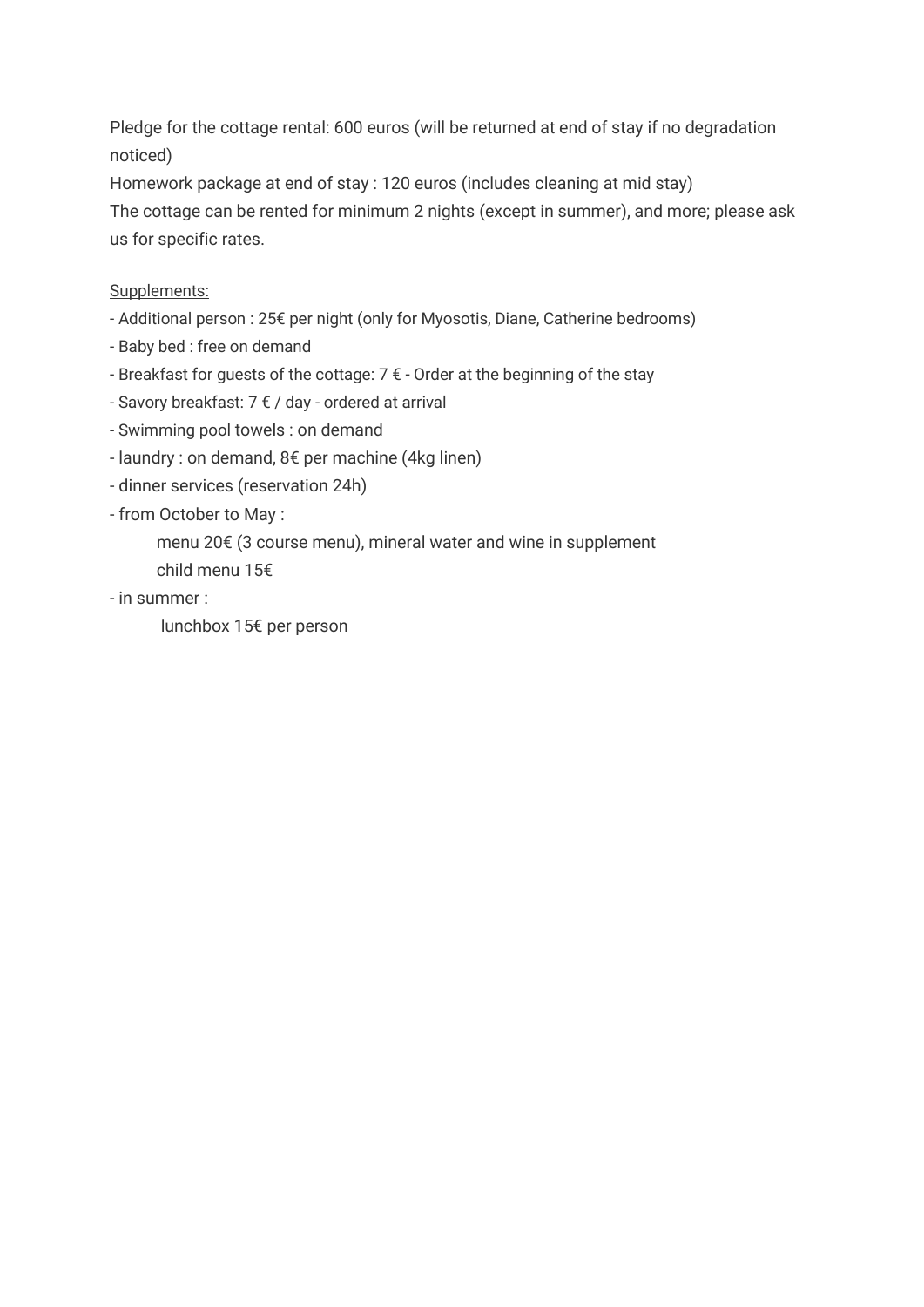Pledge for the cottage rental: 600 euros (will be returned at end of stay if no degradation noticed)

Homework package at end of stay : 120 euros (includes cleaning at mid stay)

The cottage can be rented for minimum 2 nights (except in summer), and more; please ask us for specific rates.

<u>Supplements:</u>

- Additional person : 25€ per night (only for Myosotis, Diane, Catherine bedrooms)
- Baby bed : free on demand
- Breakfast for guests of the cottage: 7 € - Order at the beginning of the stay
- Savory breakfast: 7 € / day - ordered at arrival
- Swimming pool towels : on demand
- laundry : on demand, 8€ per machine (4kg linen)
- dinner services (reservation 24h)
- from October to May :
    - menu 20€ (3 course menu), mineral water and wine in supplement
    - child menu 15€
- in summer :
    - lunchbox 15€ per person